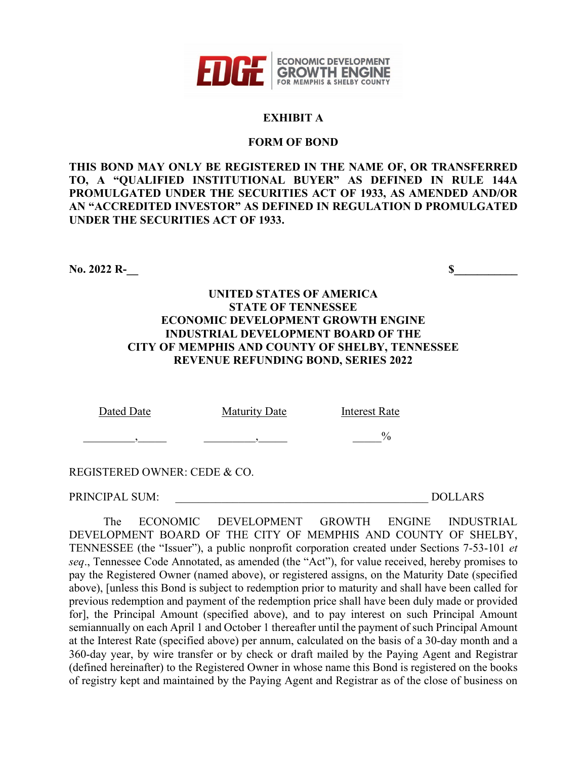## EXHIBIT A

## FORM OF BOND

**THIS BOND MAY ONLY BE REGISTERED IN THE NAME OF, OR TRANSFERRED TO, A "QUALIFIED INSTITUTIONAL BUYER" AS DEFINED IN RULE 144A PROMULGATED UNDER THE SECURITIES ACT OF 1933, AS AMENDED AND/OR AN "ACCREDITED INVESTOR" AS DEFINED IN REGULATION D PROMULGATED UNDER THE SECURITIES ACT OF 1933.**

**No. 2022 R-__** **$__________**

**UNITED STATES OF AMERICA**
**STATE OF TENNESSEE**
**ECONOMIC DEVELOPMENT GROWTH ENGINE**
**INDUSTRIAL DEVELOPMENT BOARD OF THE**
**CITY OF MEMPHIS AND COUNTY OF SHELBY, TENNESSEE**
**REVENUE REFUNDING BOND, SERIES 2022**

| Dated Date | Maturity Date | Interest Rate |
|---|---|---|
| _________, _____ | _________, _____ | _____% |

REGISTERED OWNER: CEDE & CO.

PRINCIPAL SUM: ____________________________________________ DOLLARS

The ECONOMIC DEVELOPMENT GROWTH ENGINE INDUSTRIAL DEVELOPMENT BOARD OF THE CITY OF MEMPHIS AND COUNTY OF SHELBY, TENNESSEE (the "Issuer"), a public nonprofit corporation created under Sections 7-53-101 *et seq*., Tennessee Code Annotated, as amended (the "Act"), for value received, hereby promises to pay the Registered Owner (named above), or registered assigns, on the Maturity Date (specified above), [unless this Bond is subject to redemption prior to maturity and shall have been called for previous redemption and payment of the redemption price shall have been duly made or provided for], the Principal Amount (specified above), and to pay interest on such Principal Amount semiannually on each April 1 and October 1 thereafter until the payment of such Principal Amount at the Interest Rate (specified above) per annum, calculated on the basis of a 30-day month and a 360-day year, by wire transfer or by check or draft mailed by the Paying Agent and Registrar (defined hereinafter) to the Registered Owner in whose name this Bond is registered on the books of registry kept and maintained by the Paying Agent and Registrar as of the close of business on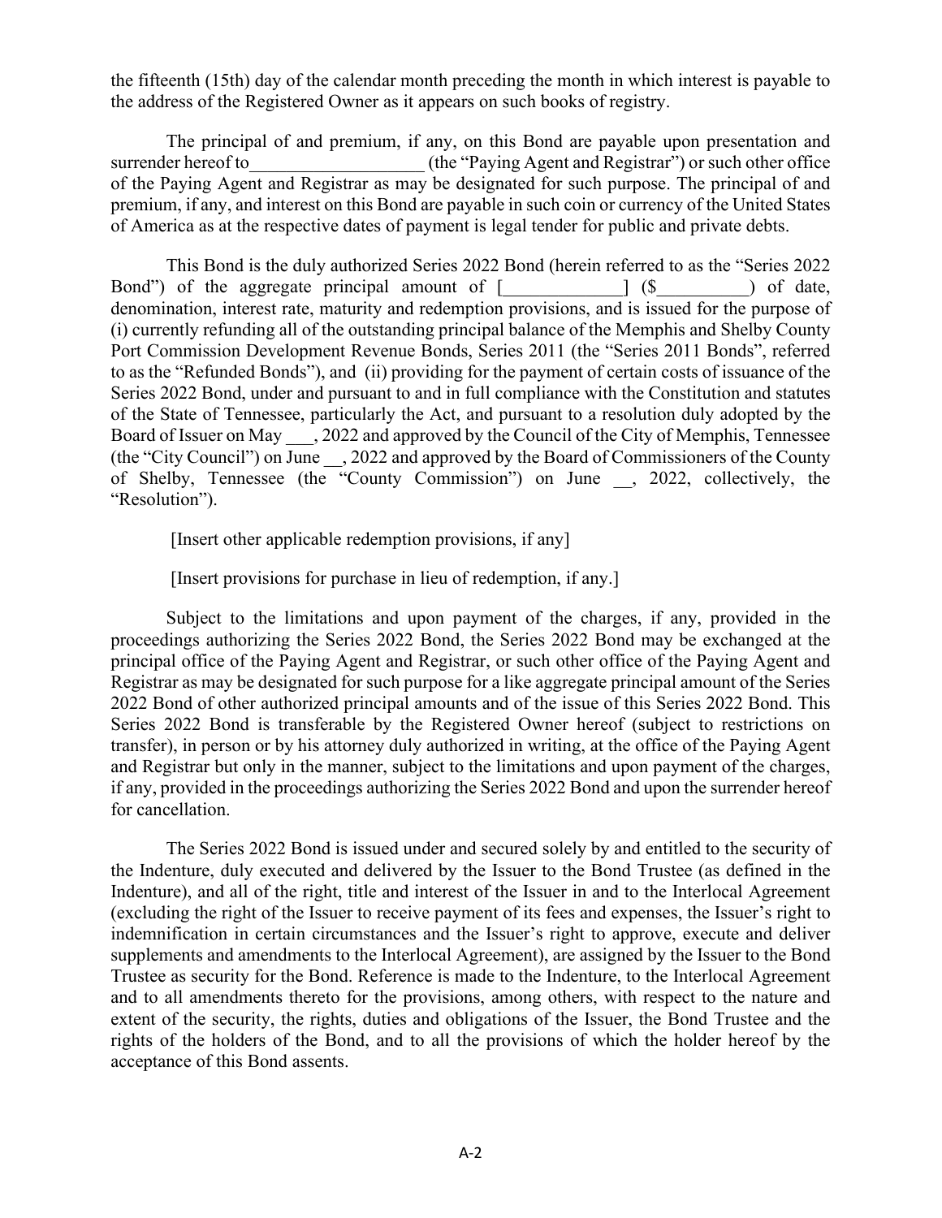the fifteenth (15th) day of the calendar month preceding the month in which interest is payable to the address of the Registered Owner as it appears on such books of registry.

The principal of and premium, if any, on this Bond are payable upon presentation and surrender hereof to__________________ (the "Paying Agent and Registrar") or such other office of the Paying Agent and Registrar as may be designated for such purpose. The principal of and premium, if any, and interest on this Bond are payable in such coin or currency of the United States of America as at the respective dates of payment is legal tender for public and private debts.

This Bond is the duly authorized Series 2022 Bond (herein referred to as the "Series 2022 Bond") of the aggregate principal amount of [____________] ($_________) of date, denomination, interest rate, maturity and redemption provisions, and is issued for the purpose of (i) currently refunding all of the outstanding principal balance of the Memphis and Shelby County Port Commission Development Revenue Bonds, Series 2011 (the "Series 2011 Bonds", referred to as the "Refunded Bonds"), and (ii) providing for the payment of certain costs of issuance of the Series 2022 Bond, under and pursuant to and in full compliance with the Constitution and statutes of the State of Tennessee, particularly the Act, and pursuant to a resolution duly adopted by the Board of Issuer on May ___, 2022 and approved by the Council of the City of Memphis, Tennessee (the "City Council") on June __, 2022 and approved by the Board of Commissioners of the County of Shelby, Tennessee (the "County Commission") on June __, 2022, collectively, the "Resolution").

[Insert other applicable redemption provisions, if any]

[Insert provisions for purchase in lieu of redemption, if any.]

Subject to the limitations and upon payment of the charges, if any, provided in the proceedings authorizing the Series 2022 Bond, the Series 2022 Bond may be exchanged at the principal office of the Paying Agent and Registrar, or such other office of the Paying Agent and Registrar as may be designated for such purpose for a like aggregate principal amount of the Series 2022 Bond of other authorized principal amounts and of the issue of this Series 2022 Bond. This Series 2022 Bond is transferable by the Registered Owner hereof (subject to restrictions on transfer), in person or by his attorney duly authorized in writing, at the office of the Paying Agent and Registrar but only in the manner, subject to the limitations and upon payment of the charges, if any, provided in the proceedings authorizing the Series 2022 Bond and upon the surrender hereof for cancellation.

The Series 2022 Bond is issued under and secured solely by and entitled to the security of the Indenture, duly executed and delivered by the Issuer to the Bond Trustee (as defined in the Indenture), and all of the right, title and interest of the Issuer in and to the Interlocal Agreement (excluding the right of the Issuer to receive payment of its fees and expenses, the Issuer's right to indemnification in certain circumstances and the Issuer's right to approve, execute and deliver supplements and amendments to the Interlocal Agreement), are assigned by the Issuer to the Bond Trustee as security for the Bond. Reference is made to the Indenture, to the Interlocal Agreement and to all amendments thereto for the provisions, among others, with respect to the nature and extent of the security, the rights, duties and obligations of the Issuer, the Bond Trustee and the rights of the holders of the Bond, and to all the provisions of which the holder hereof by the acceptance of this Bond assents.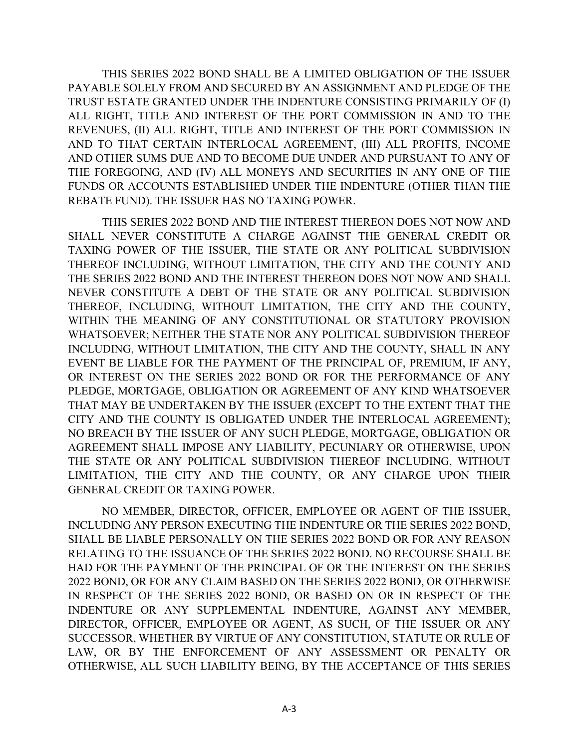THIS SERIES 2022 BOND SHALL BE A LIMITED OBLIGATION OF THE ISSUER PAYABLE SOLELY FROM AND SECURED BY AN ASSIGNMENT AND PLEDGE OF THE TRUST ESTATE GRANTED UNDER THE INDENTURE CONSISTING PRIMARILY OF (I) ALL RIGHT, TITLE AND INTEREST OF THE PORT COMMISSION IN AND TO THE REVENUES, (II) ALL RIGHT, TITLE AND INTEREST OF THE PORT COMMISSION IN AND TO THAT CERTAIN INTERLOCAL AGREEMENT, (III) ALL PROFITS, INCOME AND OTHER SUMS DUE AND TO BECOME DUE UNDER AND PURSUANT TO ANY OF THE FOREGOING, AND (IV) ALL MONEYS AND SECURITIES IN ANY ONE OF THE FUNDS OR ACCOUNTS ESTABLISHED UNDER THE INDENTURE (OTHER THAN THE REBATE FUND). THE ISSUER HAS NO TAXING POWER.

THIS SERIES 2022 BOND AND THE INTEREST THEREON DOES NOT NOW AND SHALL NEVER CONSTITUTE A CHARGE AGAINST THE GENERAL CREDIT OR TAXING POWER OF THE ISSUER, THE STATE OR ANY POLITICAL SUBDIVISION THEREOF INCLUDING, WITHOUT LIMITATION, THE CITY AND THE COUNTY AND THE SERIES 2022 BOND AND THE INTEREST THEREON DOES NOT NOW AND SHALL NEVER CONSTITUTE A DEBT OF THE STATE OR ANY POLITICAL SUBDIVISION THEREOF, INCLUDING, WITHOUT LIMITATION, THE CITY AND THE COUNTY, WITHIN THE MEANING OF ANY CONSTITUTIONAL OR STATUTORY PROVISION WHATSOEVER; NEITHER THE STATE NOR ANY POLITICAL SUBDIVISION THEREOF INCLUDING, WITHOUT LIMITATION, THE CITY AND THE COUNTY, SHALL IN ANY EVENT BE LIABLE FOR THE PAYMENT OF THE PRINCIPAL OF, PREMIUM, IF ANY, OR INTEREST ON THE SERIES 2022 BOND OR FOR THE PERFORMANCE OF ANY PLEDGE, MORTGAGE, OBLIGATION OR AGREEMENT OF ANY KIND WHATSOEVER THAT MAY BE UNDERTAKEN BY THE ISSUER (EXCEPT TO THE EXTENT THAT THE CITY AND THE COUNTY IS OBLIGATED UNDER THE INTERLOCAL AGREEMENT); NO BREACH BY THE ISSUER OF ANY SUCH PLEDGE, MORTGAGE, OBLIGATION OR AGREEMENT SHALL IMPOSE ANY LIABILITY, PECUNIARY OR OTHERWISE, UPON THE STATE OR ANY POLITICAL SUBDIVISION THEREOF INCLUDING, WITHOUT LIMITATION, THE CITY AND THE COUNTY, OR ANY CHARGE UPON THEIR GENERAL CREDIT OR TAXING POWER.

NO MEMBER, DIRECTOR, OFFICER, EMPLOYEE OR AGENT OF THE ISSUER, INCLUDING ANY PERSON EXECUTING THE INDENTURE OR THE SERIES 2022 BOND, SHALL BE LIABLE PERSONALLY ON THE SERIES 2022 BOND OR FOR ANY REASON RELATING TO THE ISSUANCE OF THE SERIES 2022 BOND. NO RECOURSE SHALL BE HAD FOR THE PAYMENT OF THE PRINCIPAL OF OR THE INTEREST ON THE SERIES 2022 BOND, OR FOR ANY CLAIM BASED ON THE SERIES 2022 BOND, OR OTHERWISE IN RESPECT OF THE SERIES 2022 BOND, OR BASED ON OR IN RESPECT OF THE INDENTURE OR ANY SUPPLEMENTAL INDENTURE, AGAINST ANY MEMBER, DIRECTOR, OFFICER, EMPLOYEE OR AGENT, AS SUCH, OF THE ISSUER OR ANY SUCCESSOR, WHETHER BY VIRTUE OF ANY CONSTITUTION, STATUTE OR RULE OF LAW, OR BY THE ENFORCEMENT OF ANY ASSESSMENT OR PENALTY OR OTHERWISE, ALL SUCH LIABILITY BEING, BY THE ACCEPTANCE OF THIS SERIES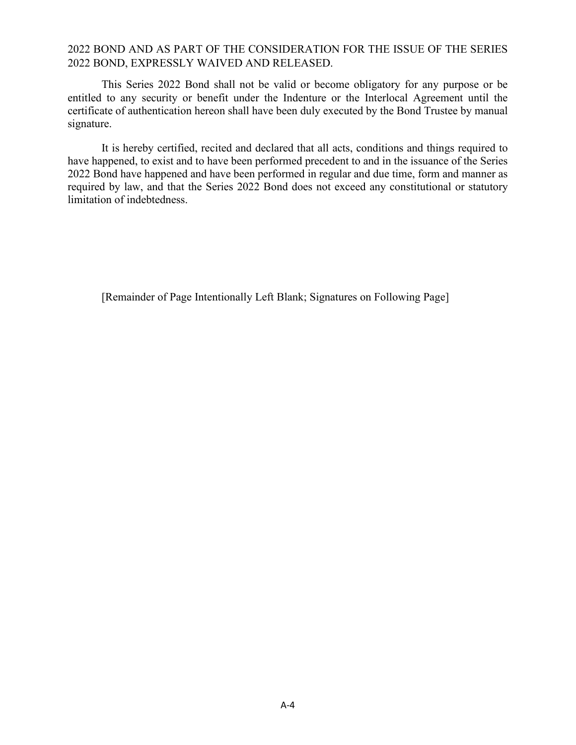2022 BOND AND AS PART OF THE CONSIDERATION FOR THE ISSUE OF THE SERIES 2022 BOND, EXPRESSLY WAIVED AND RELEASED.

This Series 2022 Bond shall not be valid or become obligatory for any purpose or be entitled to any security or benefit under the Indenture or the Interlocal Agreement until the certificate of authentication hereon shall have been duly executed by the Bond Trustee by manual signature.

It is hereby certified, recited and declared that all acts, conditions and things required to have happened, to exist and to have been performed precedent to and in the issuance of the Series 2022 Bond have happened and have been performed in regular and due time, form and manner as required by law, and that the Series 2022 Bond does not exceed any constitutional or statutory limitation of indebtedness.

[Remainder of Page Intentionally Left Blank; Signatures on Following Page]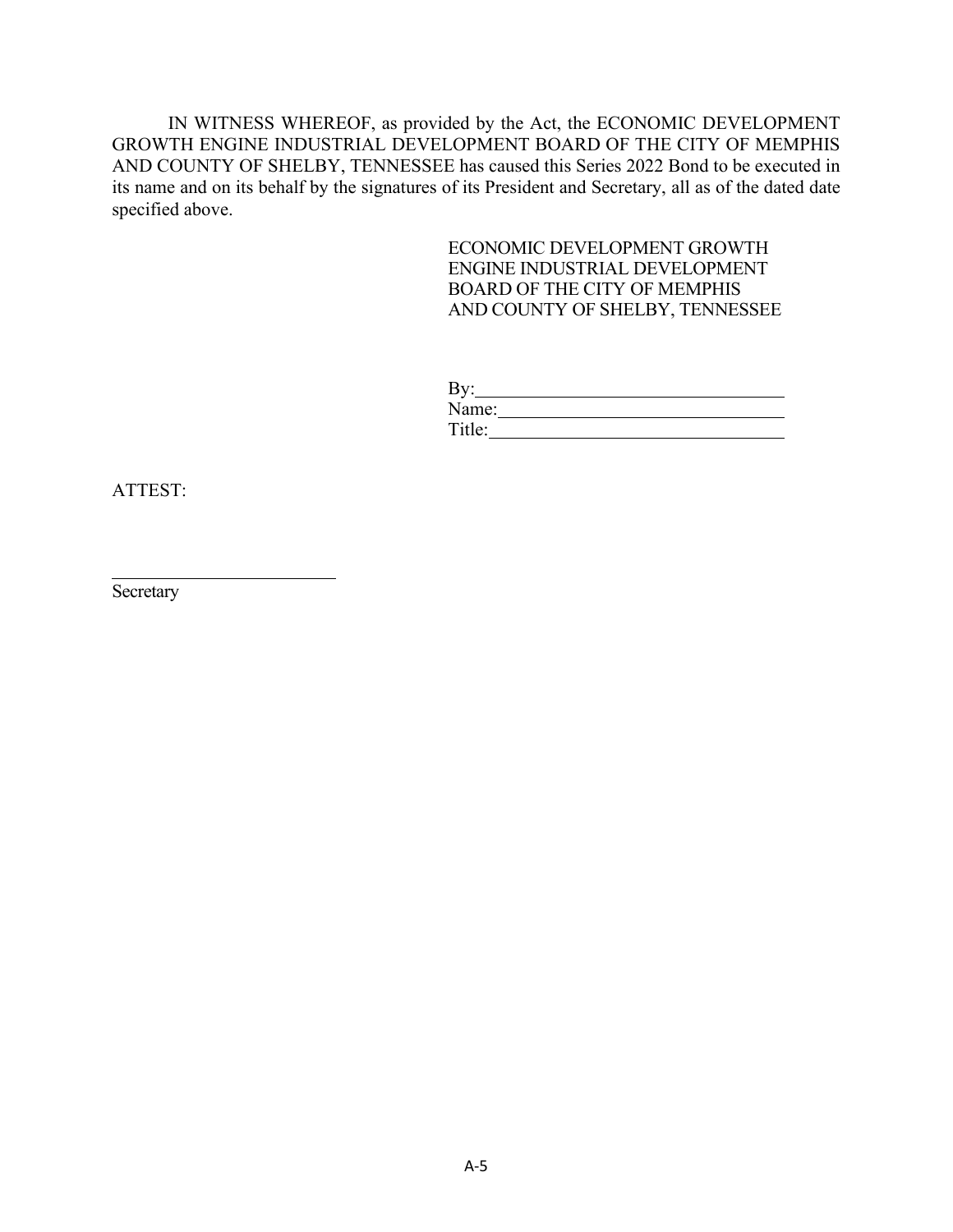IN WITNESS WHEREOF, as provided by the Act, the ECONOMIC DEVELOPMENT GROWTH ENGINE INDUSTRIAL DEVELOPMENT BOARD OF THE CITY OF MEMPHIS AND COUNTY OF SHELBY, TENNESSEE has caused this Series 2022 Bond to be executed in its name and on its behalf by the signatures of its President and Secretary, all as of the dated date specified above.

ECONOMIC DEVELOPMENT GROWTH ENGINE INDUSTRIAL DEVELOPMENT BOARD OF THE CITY OF MEMPHIS AND COUNTY OF SHELBY, TENNESSEE

By:\_\_\_\_\_\_\_\_\_\_\_\_\_\_\_\_\_\_\_\_\_\_\_\_\_\_\_\_\_\_\_\_
Name:\_\_\_\_\_\_\_\_\_\_\_\_\_\_\_\_\_\_\_\_\_\_\_\_\_\_\_\_\_\_
Title:\_\_\_\_\_\_\_\_\_\_\_\_\_\_\_\_\_\_\_\_\_\_\_\_\_\_\_\_\_\_\_

ATTEST:

\_\_\_\_\_\_\_\_\_\_\_\_\_\_\_\_\_\_\_\_\_\_\_\_\_
Secretary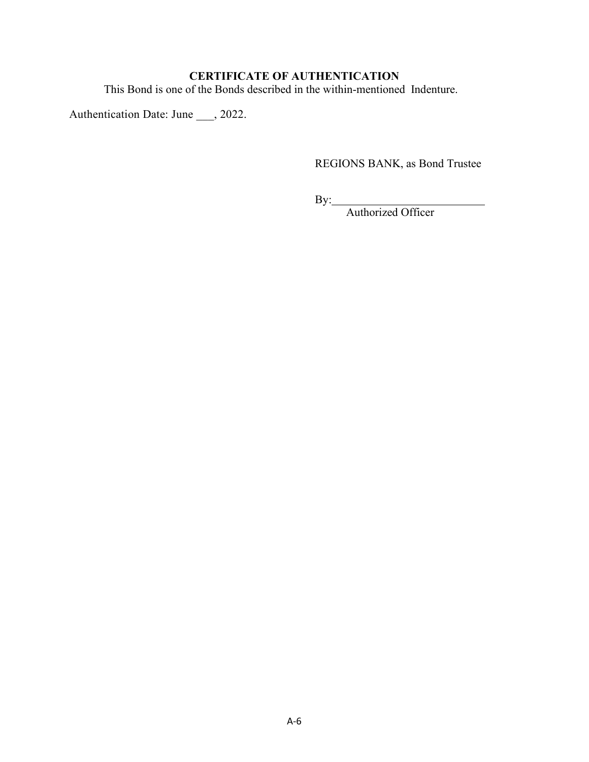**CERTIFICATE OF AUTHENTICATION**

This Bond is one of the Bonds described in the within-mentioned Indenture.

Authentication Date: June ___, 2022.

REGIONS BANK, as Bond Trustee

By:___________________________
Authorized Officer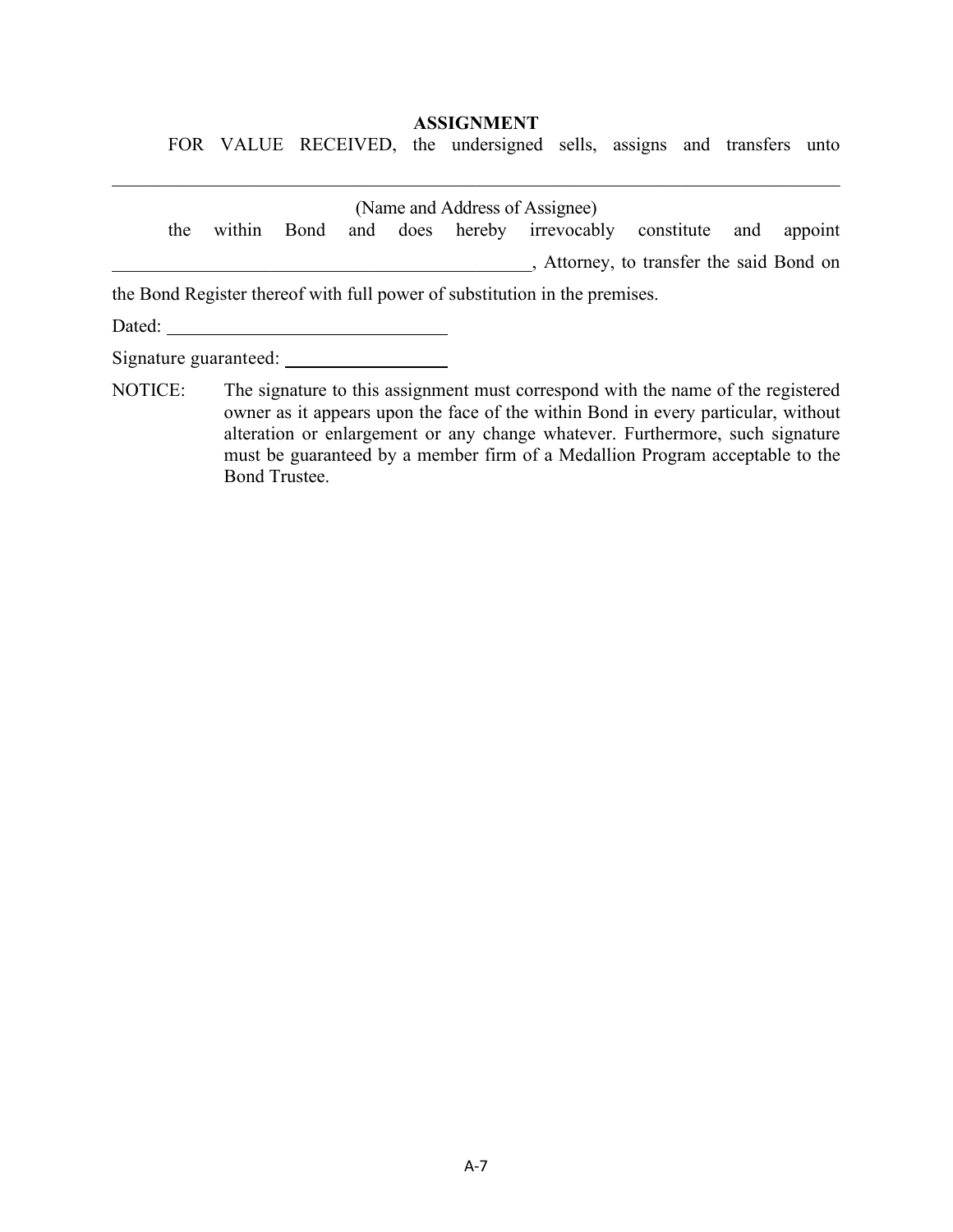## ASSIGNMENT

FOR VALUE RECEIVED, the undersigned sells, assigns and transfers unto

\_\_\_\_\_\_\_\_\_\_\_\_\_\_\_\_\_\_\_\_\_\_\_\_\_\_\_\_\_\_\_\_\_\_\_\_\_\_\_\_\_\_\_\_\_\_\_\_\_\_\_\_\_\_\_\_\_\_\_\_\_\_\_\_

(Name and Address of Assignee)

the within Bond and does hereby irrevocably constitute and appoint \_\_\_\_\_\_\_\_\_\_\_\_\_\_\_\_\_\_\_\_\_\_\_\_\_\_\_\_\_\_\_\_\_\_\_\_\_\_\_\_\_\_\_\_, Attorney, to transfer the said Bond on the Bond Register thereof with full power of substitution in the premises.

Dated: \_\_\_\_\_\_\_\_\_\_\_\_\_\_\_\_\_\_\_\_\_\_\_\_\_\_\_\_\_\_

Signature guaranteed: \_\_\_\_\_\_\_\_\_\_\_\_\_\_\_\_\_\_

NOTICE: The signature to this assignment must correspond with the name of the registered owner as it appears upon the face of the within Bond in every particular, without alteration or enlargement or any change whatever. Furthermore, such signature must be guaranteed by a member firm of a Medallion Program acceptable to the Bond Trustee.